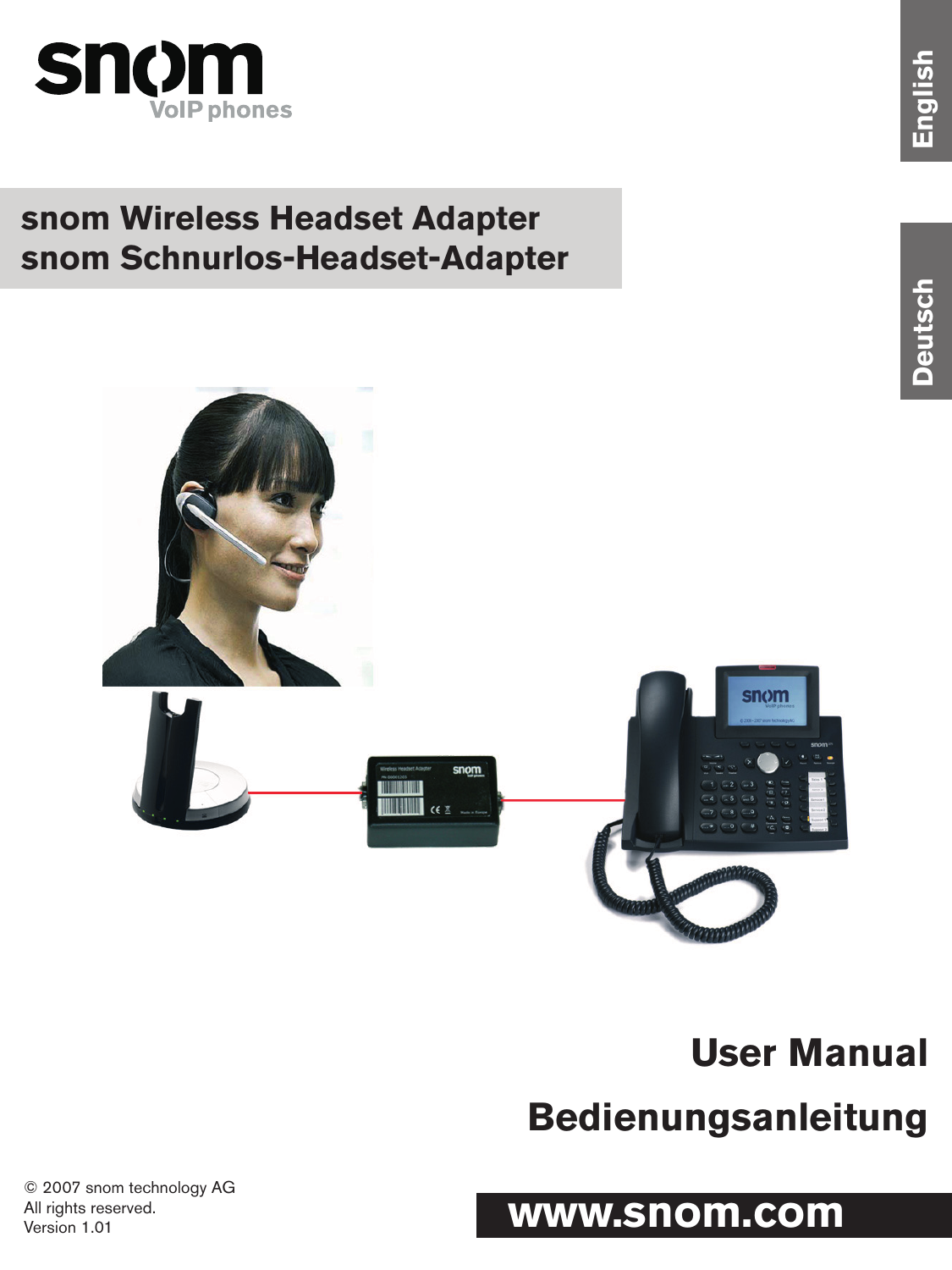snom
VoIP phones

English

Deutsch

# snom Wireless Headset Adapter
# snom Schnurlos-Headset-Adapter

## User Manual

## Bedienungsanleitung

© 2007 snom technology AG
All rights reserved.
Version 1.01

**www.snom.com**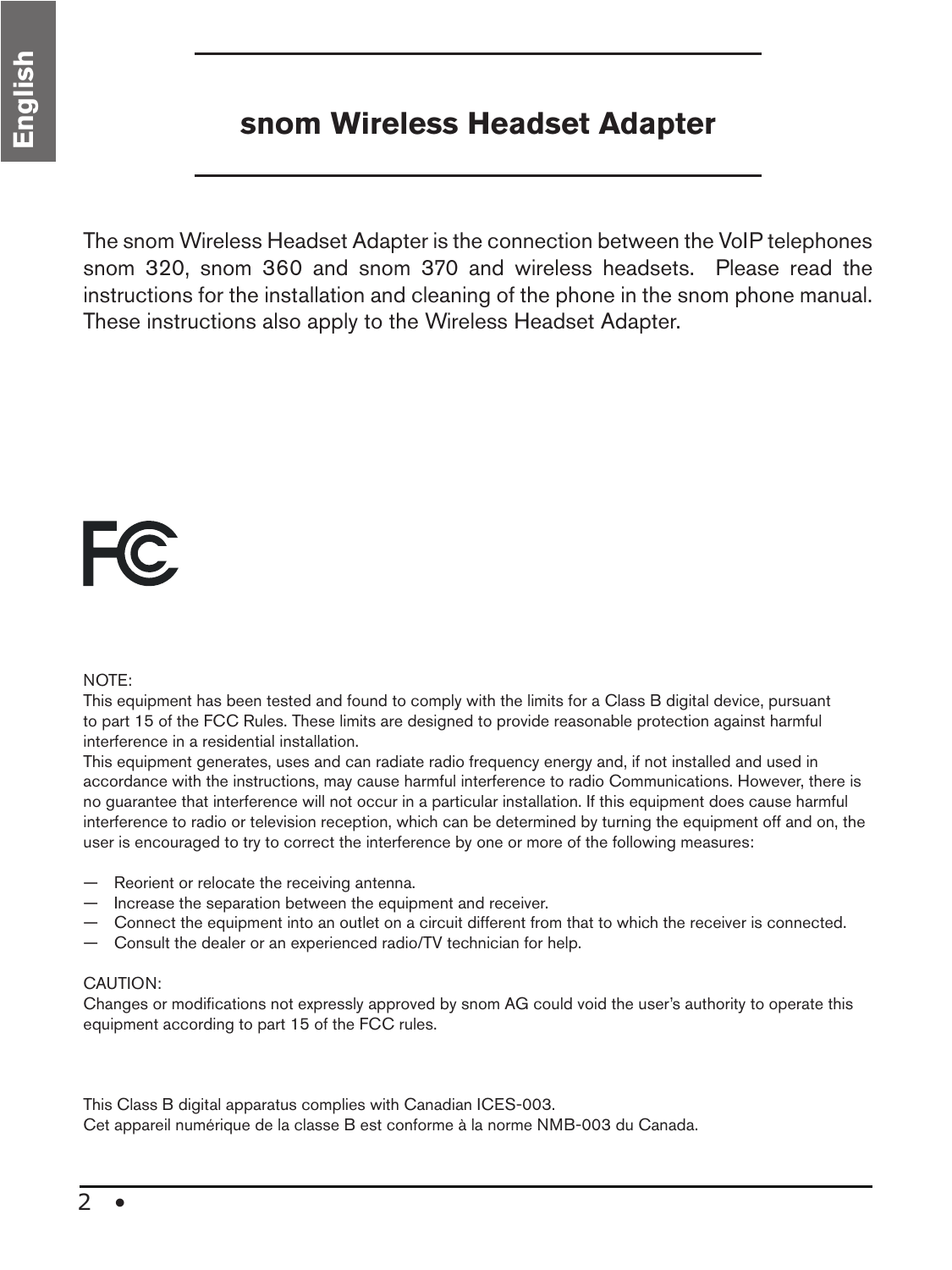# snom Wireless Headset Adapter

The snom Wireless Headset Adapter is the connection between the VoIP telephones snom 320, snom 360 and snom 370 and wireless headsets. Please read the instructions for the installation and cleaning of the phone in the snom phone manual. These instructions also apply to the Wireless Headset Adapter.

NOTE:
This equipment has been tested and found to comply with the limits for a Class B digital device, pursuant to part 15 of the FCC Rules. These limits are designed to provide reasonable protection against harmful interference in a residential installation.
This equipment generates, uses and can radiate radio frequency energy and, if not installed and used in accordance with the instructions, may cause harmful interference to radio Communications. However, there is no guarantee that interference will not occur in a particular installation. If this equipment does cause harmful interference to radio or television reception, which can be determined by turning the equipment off and on, the user is encouraged to try to correct the interference by one or more of the following measures:

- Reorient or relocate the receiving antenna.
- Increase the separation between the equipment and receiver.
- Connect the equipment into an outlet on a circuit different from that to which the receiver is connected.
- Consult the dealer or an experienced radio/TV technician for help.

CAUTION:
Changes or modifications not expressly approved by snom AG could void the user's authority to operate this equipment according to part 15 of the FCC rules.

This Class B digital apparatus complies with Canadian ICES-003.
Cet appareil numérique de la classe B est conforme à la norme NMB-003 du Canada.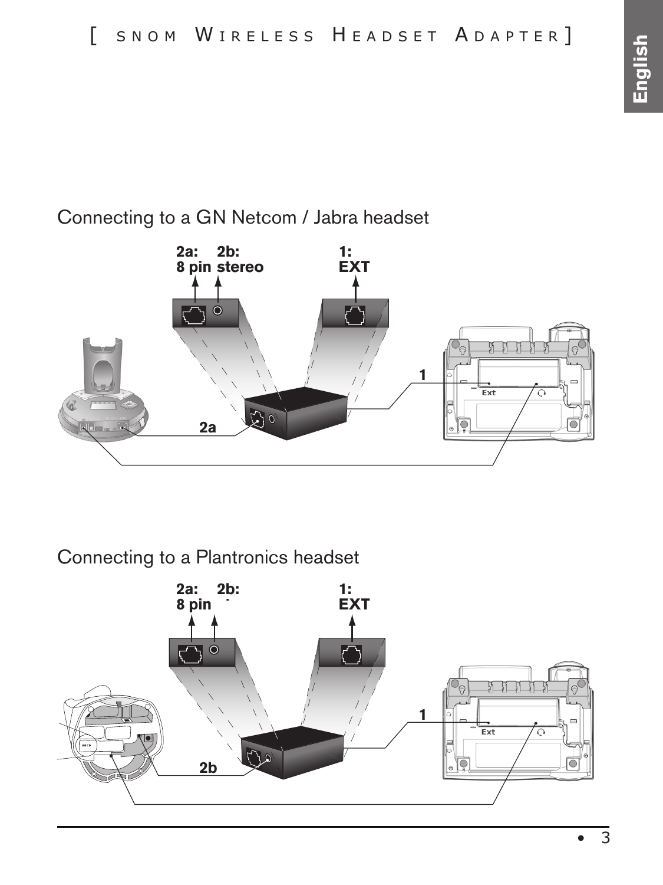## Connecting to a GN Netcom / Jabra headset

2a: 8 pin
2b: stereo
1: EXT

1

2a

## Connecting to a Plantronics headset

2a: 8 pin
2b:
1: EXT

1

2b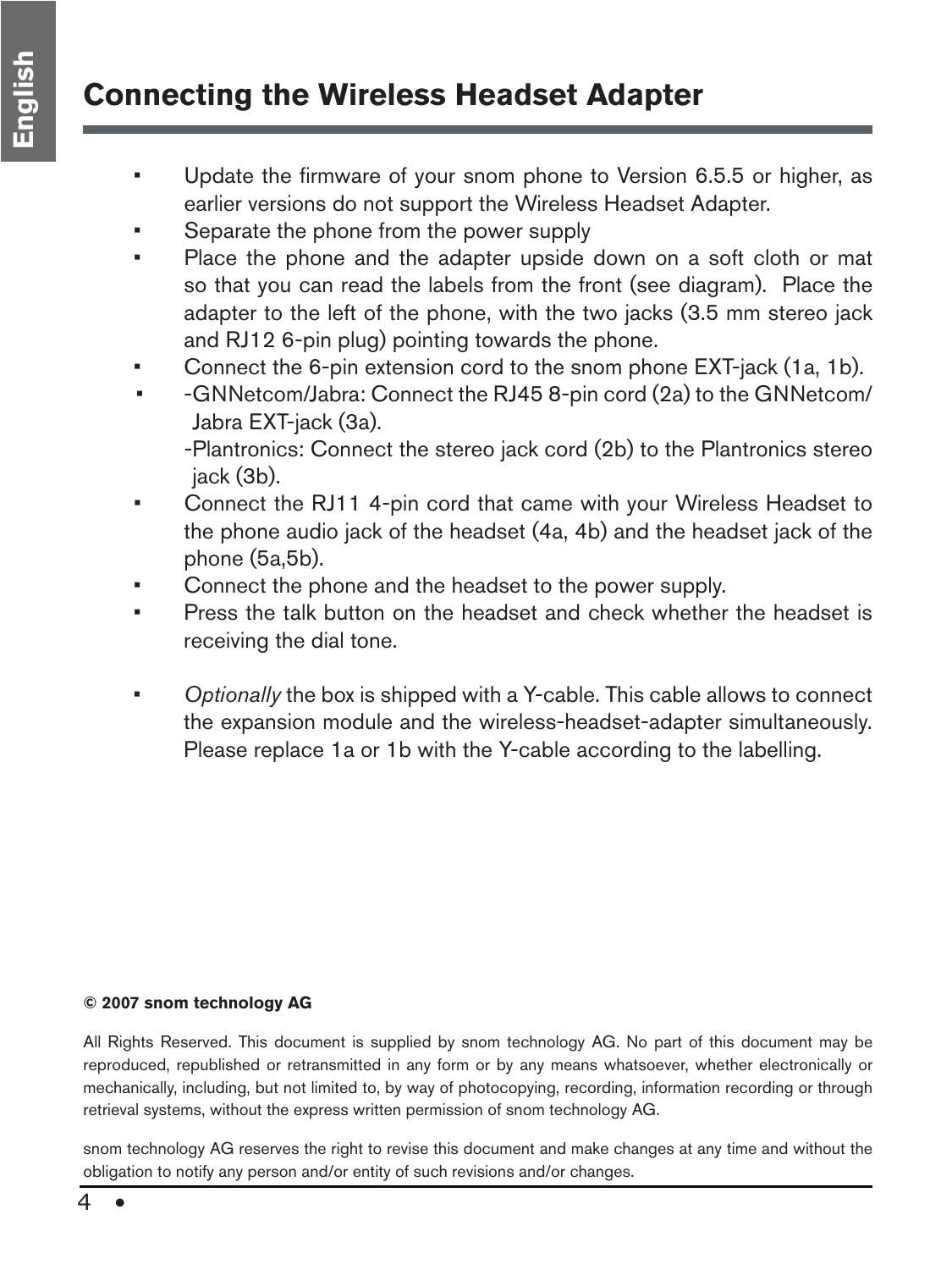# Connecting the Wireless Headset Adapter

- Update the firmware of your snom phone to Version 6.5.5 or higher, as earlier versions do not support the Wireless Headset Adapter.
- Separate the phone from the power supply
- Place the phone and the adapter upside down on a soft cloth or mat so that you can read the labels from the front (see diagram). Place the adapter to the left of the phone, with the two jacks (3.5 mm stereo jack and RJ12 6-pin plug) pointing towards the phone.
- Connect the 6-pin extension cord to the snom phone EXT-jack (1a, 1b).
- -GNNetcom/Jabra: Connect the RJ45 8-pin cord (2a) to the GNNetcom/ Jabra EXT-jack (3a).
  -Plantronics: Connect the stereo jack cord (2b) to the Plantronics stereo jack (3b).
- Connect the RJ11 4-pin cord that came with your Wireless Headset to the phone audio jack of the headset (4a, 4b) and the headset jack of the phone (5a,5b).
- Connect the phone and the headset to the power supply.
- Press the talk button on the headset and check whether the headset is receiving the dial tone.

- *Optionally* the box is shipped with a Y-cable. This cable allows to connect the expansion module and the wireless-headset-adapter simultaneously. Please replace 1a or 1b with the Y-cable according to the labelling.

**© 2007 snom technology AG**

All Rights Reserved. This document is supplied by snom technology AG. No part of this document may be reproduced, republished or retransmitted in any form or by any means whatsoever, whether electronically or mechanically, including, but not limited to, by way of photocopying, recording, information recording or through retrieval systems, without the express written permission of snom technology AG.

snom technology AG reserves the right to revise this document and make changes at any time and without the obligation to notify any person and/or entity of such revisions and/or changes.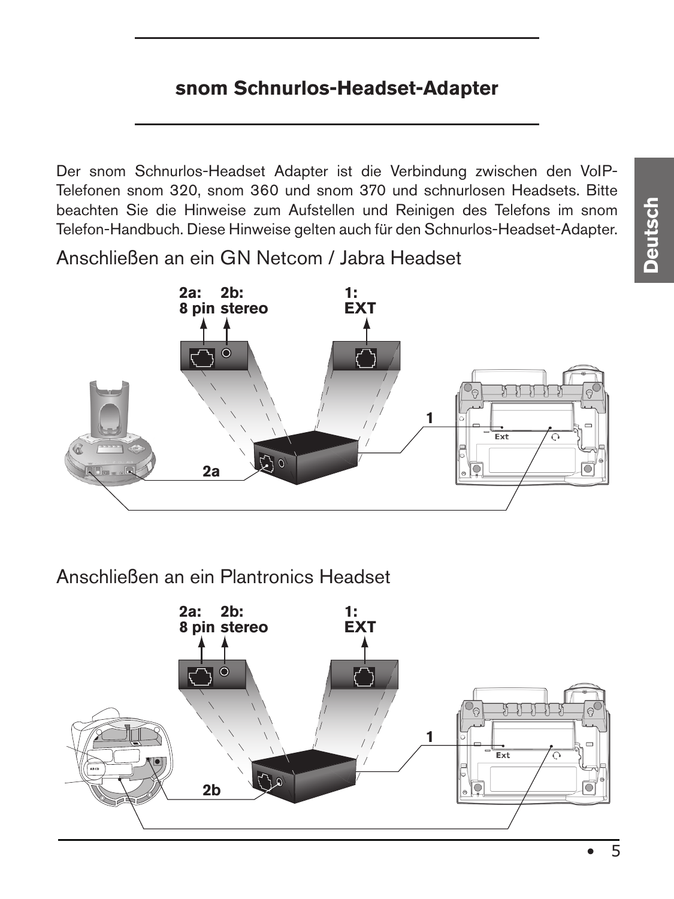# snom Schnurlos-Headset-Adapter

Der snom Schnurlos-Headset Adapter ist die Verbindung zwischen den VoIP-Telefonen snom 320, snom 360 und snom 370 und schnurlosen Headsets. Bitte beachten Sie die Hinweise zum Aufstellen und Reinigen des Telefons im snom Telefon-Handbuch. Diese Hinweise gelten auch für den Schnurlos-Headset-Adapter.

## Anschließen an ein GN Netcom / Jabra Headset

2a: 8 pin 2b: stereo 1: EXT

1

2a

## Anschließen an ein Plantronics Headset

2a: 8 pin 2b: stereo 1: EXT

1

2b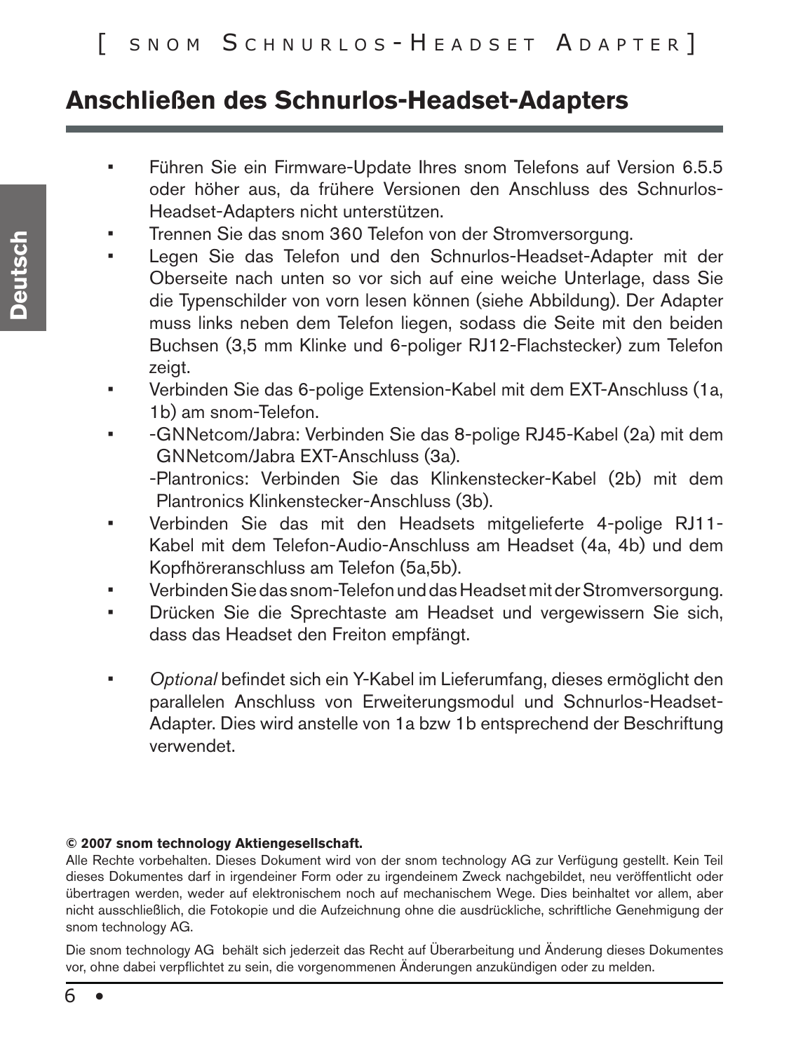## Anschließen des Schnurlos-Headset-Adapters

- Führen Sie ein Firmware-Update Ihres snom Telefons auf Version 6.5.5 oder höher aus, da frühere Versionen den Anschluss des Schnurlos-Headset-Adapters nicht unterstützen.
- Trennen Sie das snom 360 Telefon von der Stromversorgung.
- Legen Sie das Telefon und den Schnurlos-Headset-Adapter mit der Oberseite nach unten so vor sich auf eine weiche Unterlage, dass Sie die Typenschilder von vorn lesen können (siehe Abbildung). Der Adapter muss links neben dem Telefon liegen, sodass die Seite mit den beiden Buchsen (3,5 mm Klinke und 6-poliger RJ12-Flachstecker) zum Telefon zeigt.
- Verbinden Sie das 6-polige Extension-Kabel mit dem EXT-Anschluss (1a, 1b) am snom-Telefon.
- -GNNetcom/Jabra: Verbinden Sie das 8-polige RJ45-Kabel (2a) mit dem GNNetcom/Jabra EXT-Anschluss (3a).
  -Plantronics: Verbinden Sie das Klinkenstecker-Kabel (2b) mit dem Plantronics Klinkenstecker-Anschluss (3b).
- Verbinden Sie das mit den Headsets mitgelieferte 4-polige RJ11-Kabel mit dem Telefon-Audio-Anschluss am Headset (4a, 4b) und dem Kopfhöreranschluss am Telefon (5a,5b).
- Verbinden Sie das snom-Telefon und das Headset mit der Stromversorgung.
- Drücken Sie die Sprechtaste am Headset und vergewissern Sie sich, dass das Headset den Freiton empfängt.

- *Optional* befindet sich ein Y-Kabel im Lieferumfang, dieses ermöglicht den parallelen Anschluss von Erweiterungsmodul und Schnurlos-Headset-Adapter. Dies wird anstelle von 1a bzw 1b entsprechend der Beschriftung verwendet.

**© 2007 snom technology Aktiengesellschaft.**

Alle Rechte vorbehalten. Dieses Dokument wird von der snom technology AG zur Verfügung gestellt. Kein Teil dieses Dokumentes darf in irgendeiner Form oder zu irgendeinem Zweck nachgebildet, neu veröffentlicht oder übertragen werden, weder auf elektronischem noch auf mechanischem Wege. Dies beinhaltet vor allem, aber nicht ausschließlich, die Fotokopie und die Aufzeichnung ohne die ausdrückliche, schriftliche Genehmigung der snom technology AG.

Die snom technology AG behält sich jederzeit das Recht auf Überarbeitung und Änderung dieses Dokumentes vor, ohne dabei verpflichtet zu sein, die vorgenommenen Änderungen anzukündigen oder zu melden.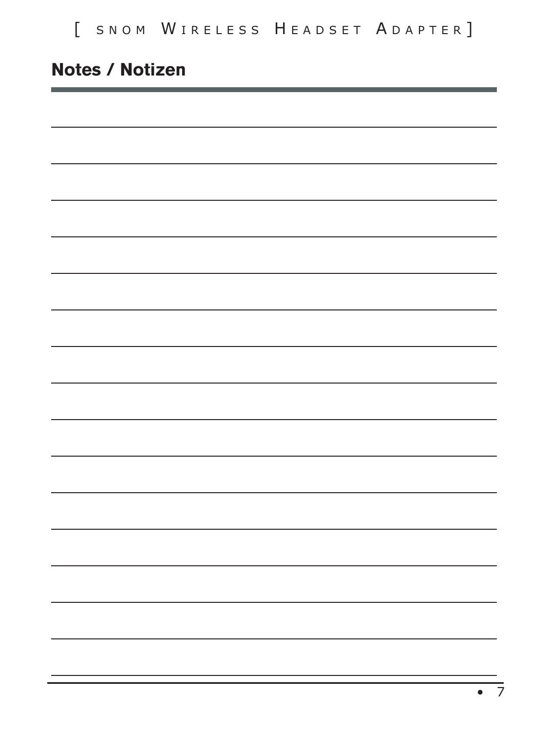## Notes / Notizen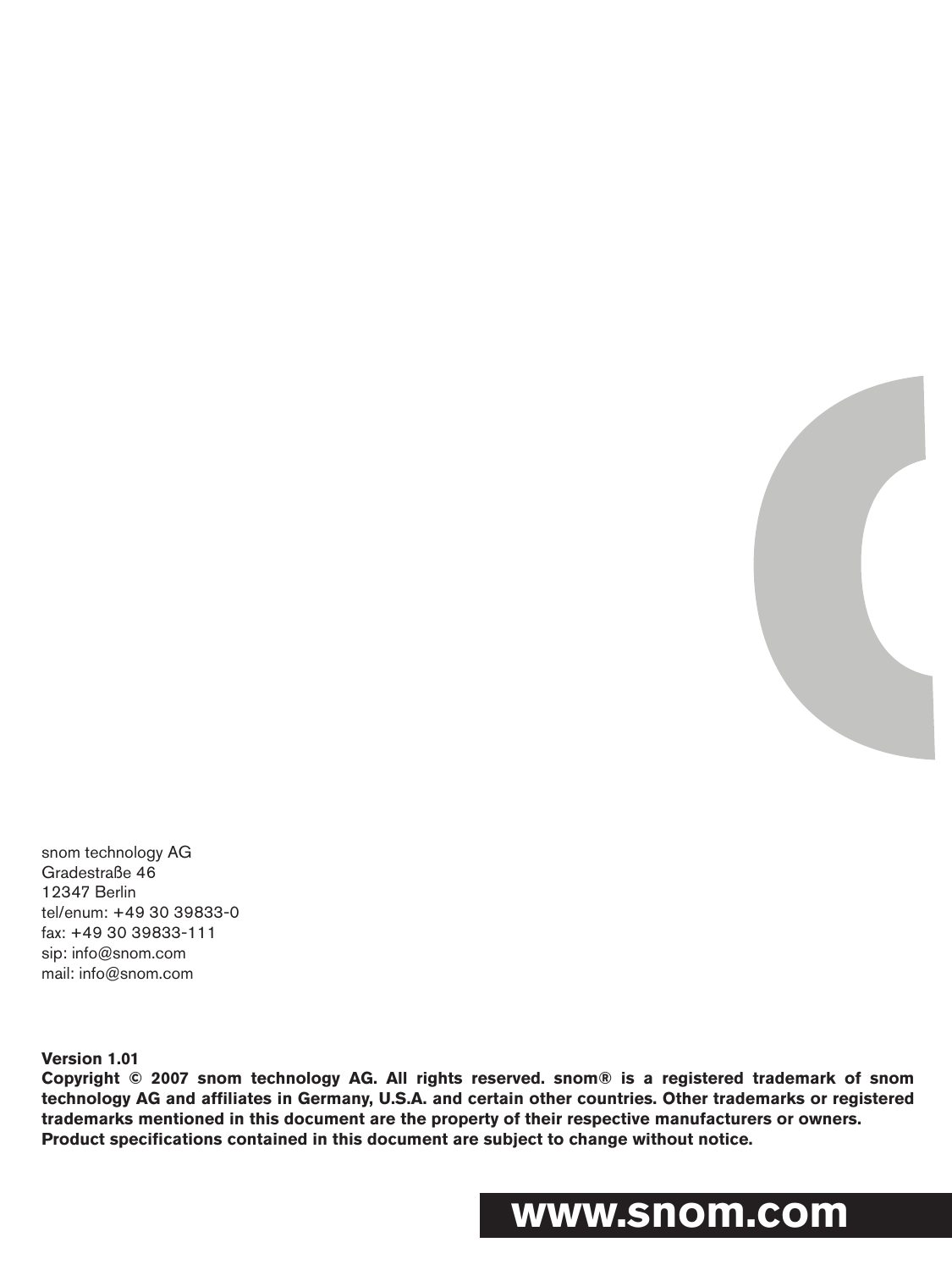snom technology AG
Gradestraße 46
12347 Berlin
tel/enum: +49 30 39833-0
fax: +49 30 39833-111
sip: info@snom.com
mail: info@snom.com

**Version 1.01**
**Copyright © 2007 snom technology AG. All rights reserved. snom® is a registered trademark of snom technology AG and affiliates in Germany, U.S.A. and certain other countries. Other trademarks or registered trademarks mentioned in this document are the property of their respective manufacturers or owners.**
**Product specifications contained in this document are subject to change without notice.**

**www.snom.com**